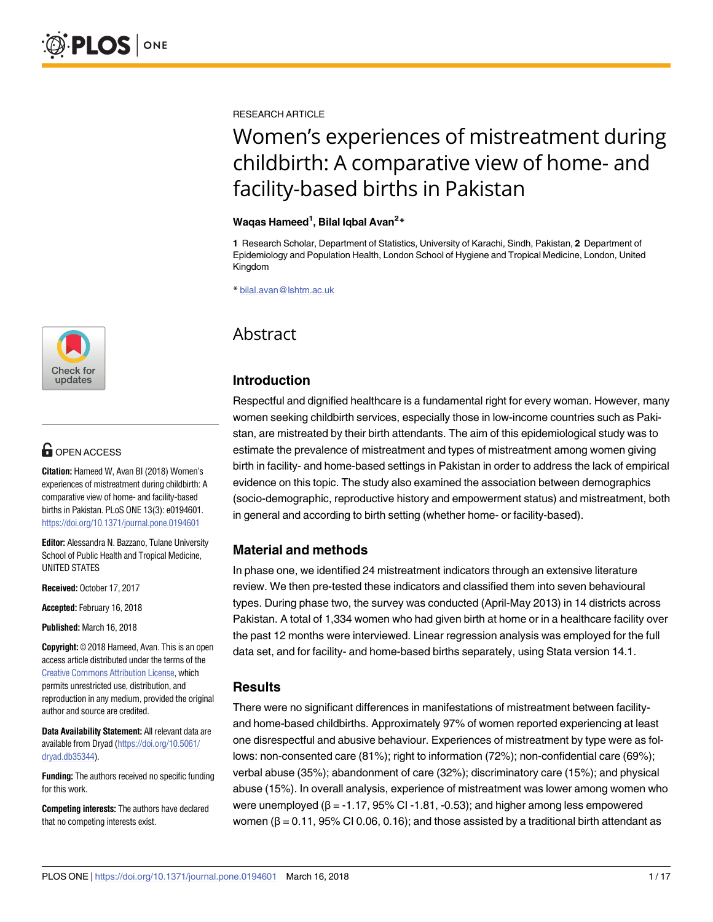RESEARCH ARTICLE

# Women's experiences of mistreatment during childbirth: A comparative view of home- and facility-based births in Pakistan

**Waqas Hameed[1], Bilal Iqbal Avan[2]***

**1** Research Scholar, Department of Statistics, University of Karachi, Sindh, Pakistan, **2** Department of Epidemiology and Population Health, London School of Hygiene and Tropical Medicine, London, United Kingdom

* bilal.avan@lshtm.ac.uk

OPEN ACCESS

**Citation:** Hameed W, Avan BI (2018) Women's experiences of mistreatment during childbirth: A comparative view of home- and facility-based births in Pakistan. PLoS ONE 13(3): e0194601. https://doi.org/10.1371/journal.pone.0194601

**Editor:** Alessandra N. Bazzano, Tulane University School of Public Health and Tropical Medicine, UNITED STATES

**Received:** October 17, 2017

**Accepted:** February 16, 2018

**Published:** March 16, 2018

**Copyright:** © 2018 Hameed, Avan. This is an open access article distributed under the terms of the Creative Commons Attribution License, which permits unrestricted use, distribution, and reproduction in any medium, provided the original author and source are credited.

**Data Availability Statement:** All relevant data are available from Dryad (https://doi.org/10.5061/dryad.db35344).

**Funding:** The authors received no specific funding for this work.

**Competing interests:** The authors have declared that no competing interests exist.

## Abstract

### Introduction

Respectful and dignified healthcare is a fundamental right for every woman. However, many women seeking childbirth services, especially those in low-income countries such as Pakistan, are mistreated by their birth attendants. The aim of this epidemiological study was to estimate the prevalence of mistreatment and types of mistreatment among women giving birth in facility- and home-based settings in Pakistan in order to address the lack of empirical evidence on this topic. The study also examined the association between demographics (socio-demographic, reproductive history and empowerment status) and mistreatment, both in general and according to birth setting (whether home- or facility-based).

### Material and methods

In phase one, we identified 24 mistreatment indicators through an extensive literature review. We then pre-tested these indicators and classified them into seven behavioural types. During phase two, the survey was conducted (April-May 2013) in 14 districts across Pakistan. A total of 1,334 women who had given birth at home or in a healthcare facility over the past 12 months were interviewed. Linear regression analysis was employed for the full data set, and for facility- and home-based births separately, using Stata version 14.1.

### Results

There were no significant differences in manifestations of mistreatment between facility- and home-based childbirths. Approximately 97% of women reported experiencing at least one disrespectful and abusive behaviour. Experiences of mistreatment by type were as follows: non-consented care (81%); right to information (72%); non-confidential care (69%); verbal abuse (35%); abandonment of care (32%); discriminatory care (15%); and physical abuse (15%). In overall analysis, experience of mistreatment was lower among women who were unemployed ($\beta = -1.17$, 95% CI -1.81, -0.53); and higher among less empowered women ($\beta = 0.11$, 95% CI 0.06, 0.16); and those assisted by a traditional birth attendant as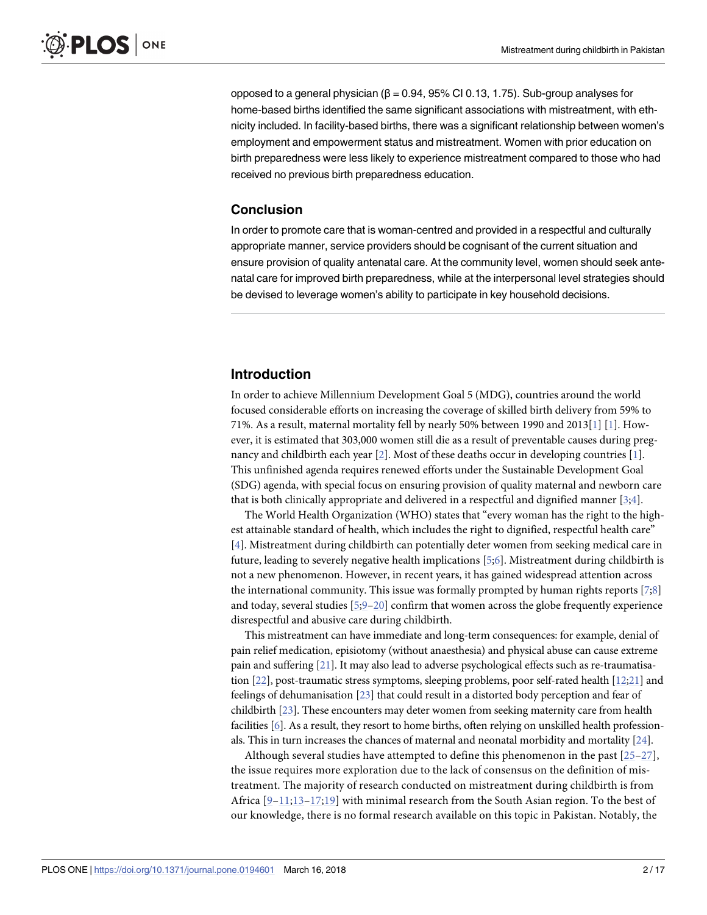opposed to a general physician (β = 0.94, 95% CI 0.13, 1.75). Sub-group analyses for home-based births identified the same significant associations with mistreatment, with ethnicity included. In facility-based births, there was a significant relationship between women's employment and empowerment status and mistreatment. Women with prior education on birth preparedness were less likely to experience mistreatment compared to those who had received no previous birth preparedness education.

## Conclusion

In order to promote care that is woman-centred and provided in a respectful and culturally appropriate manner, service providers should be cognisant of the current situation and ensure provision of quality antenatal care. At the community level, women should seek antenatal care for improved birth preparedness, while at the interpersonal level strategies should be devised to leverage women's ability to participate in key household decisions.

## Introduction

In order to achieve Millennium Development Goal 5 (MDG), countries around the world focused considerable efforts on increasing the coverage of skilled birth delivery from 59% to 71%. As a result, maternal mortality fell by nearly 50% between 1990 and 2013[1] [1]. However, it is estimated that 303,000 women still die as a result of preventable causes during pregnancy and childbirth each year [2]. Most of these deaths occur in developing countries [1]. This unfinished agenda requires renewed efforts under the Sustainable Development Goal (SDG) agenda, with special focus on ensuring provision of quality maternal and newborn care that is both clinically appropriate and delivered in a respectful and dignified manner [3;4].

The World Health Organization (WHO) states that "every woman has the right to the highest attainable standard of health, which includes the right to dignified, respectful health care" [4]. Mistreatment during childbirth can potentially deter women from seeking medical care in future, leading to severely negative health implications [5;6]. Mistreatment during childbirth is not a new phenomenon. However, in recent years, it has gained widespread attention across the international community. This issue was formally prompted by human rights reports [7;8] and today, several studies [5;9–20] confirm that women across the globe frequently experience disrespectful and abusive care during childbirth.

This mistreatment can have immediate and long-term consequences: for example, denial of pain relief medication, episiotomy (without anaesthesia) and physical abuse can cause extreme pain and suffering [21]. It may also lead to adverse psychological effects such as re-traumatisation [22], post-traumatic stress symptoms, sleeping problems, poor self-rated health [12;21] and feelings of dehumanisation [23] that could result in a distorted body perception and fear of childbirth [23]. These encounters may deter women from seeking maternity care from health facilities [6]. As a result, they resort to home births, often relying on unskilled health professionals. This in turn increases the chances of maternal and neonatal morbidity and mortality [24].

Although several studies have attempted to define this phenomenon in the past [25–27], the issue requires more exploration due to the lack of consensus on the definition of mistreatment. The majority of research conducted on mistreatment during childbirth is from Africa [9–11;13–17;19] with minimal research from the South Asian region. To the best of our knowledge, there is no formal research available on this topic in Pakistan. Notably, the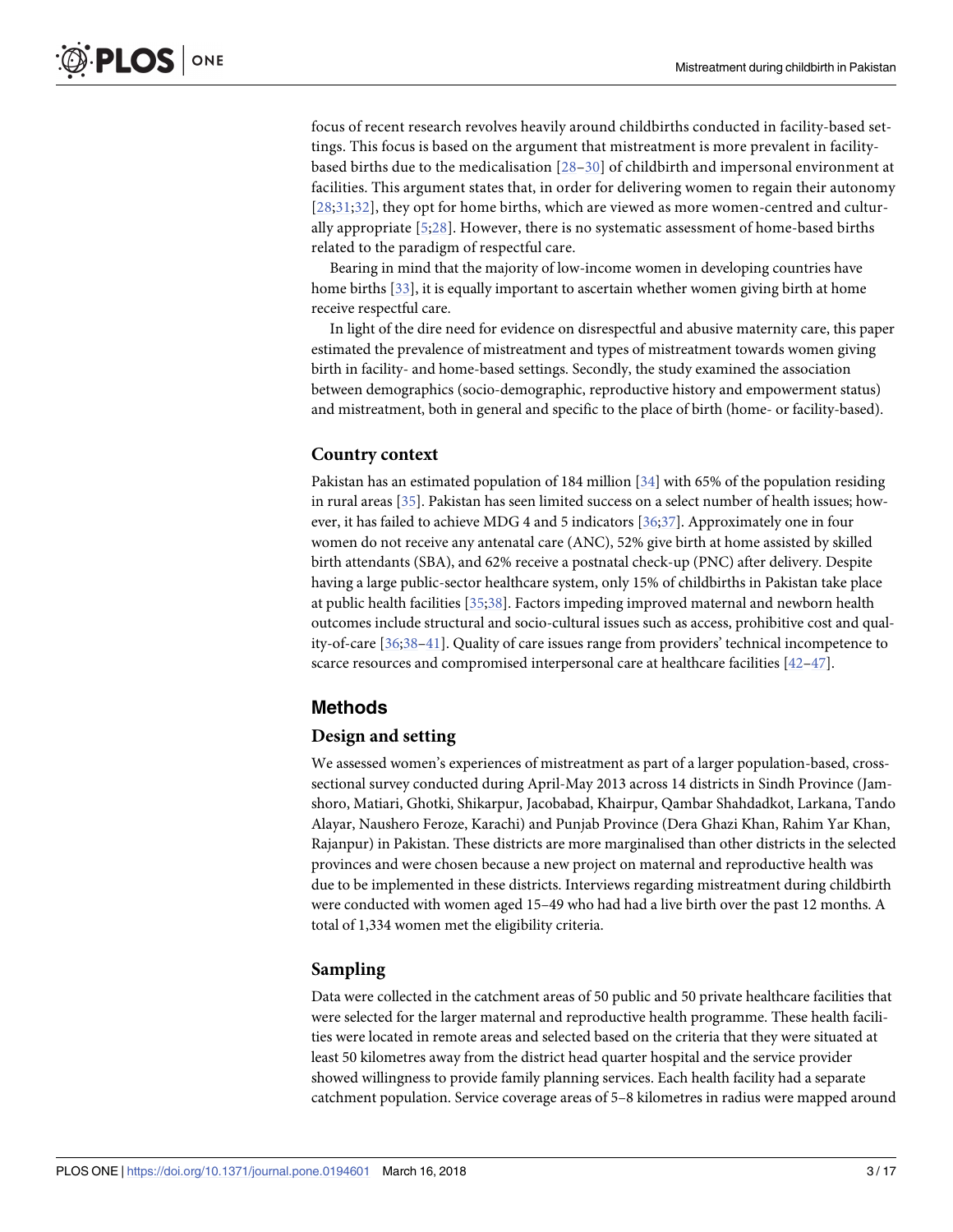focus of recent research revolves heavily around childbirths conducted in facility-based settings. This focus is based on the argument that mistreatment is more prevalent in facility-based births due to the medicalisation [28–30] of childbirth and impersonal environment at facilities. This argument states that, in order for delivering women to regain their autonomy [28;31;32], they opt for home births, which are viewed as more women-centred and culturally appropriate [5;28]. However, there is no systematic assessment of home-based births related to the paradigm of respectful care.

Bearing in mind that the majority of low-income women in developing countries have home births [33], it is equally important to ascertain whether women giving birth at home receive respectful care.

In light of the dire need for evidence on disrespectful and abusive maternity care, this paper estimated the prevalence of mistreatment and types of mistreatment towards women giving birth in facility- and home-based settings. Secondly, the study examined the association between demographics (socio-demographic, reproductive history and empowerment status) and mistreatment, both in general and specific to the place of birth (home- or facility-based).

### Country context

Pakistan has an estimated population of 184 million [34] with 65% of the population residing in rural areas [35]. Pakistan has seen limited success on a select number of health issues; however, it has failed to achieve MDG 4 and 5 indicators [36;37]. Approximately one in four women do not receive any antenatal care (ANC), 52% give birth at home assisted by skilled birth attendants (SBA), and 62% receive a postnatal check-up (PNC) after delivery. Despite having a large public-sector healthcare system, only 15% of childbirths in Pakistan take place at public health facilities [35;38]. Factors impeding improved maternal and newborn health outcomes include structural and socio-cultural issues such as access, prohibitive cost and quality-of-care [36;38–41]. Quality of care issues range from providers' technical incompetence to scarce resources and compromised interpersonal care at healthcare facilities [42–47].

## Methods

### Design and setting

We assessed women's experiences of mistreatment as part of a larger population-based, cross-sectional survey conducted during April-May 2013 across 14 districts in Sindh Province (Jamshoro, Matiari, Ghotki, Shikarpur, Jacobabad, Khairpur, Qambar Shahdadkot, Larkana, Tando Alayar, Naushero Feroze, Karachi) and Punjab Province (Dera Ghazi Khan, Rahim Yar Khan, Rajanpur) in Pakistan. These districts are more marginalised than other districts in the selected provinces and were chosen because a new project on maternal and reproductive health was due to be implemented in these districts. Interviews regarding mistreatment during childbirth were conducted with women aged 15–49 who had had a live birth over the past 12 months. A total of 1,334 women met the eligibility criteria.

### Sampling

Data were collected in the catchment areas of 50 public and 50 private healthcare facilities that were selected for the larger maternal and reproductive health programme. These health facilities were located in remote areas and selected based on the criteria that they were situated at least 50 kilometres away from the district head quarter hospital and the service provider showed willingness to provide family planning services. Each health facility had a separate catchment population. Service coverage areas of 5–8 kilometres in radius were mapped around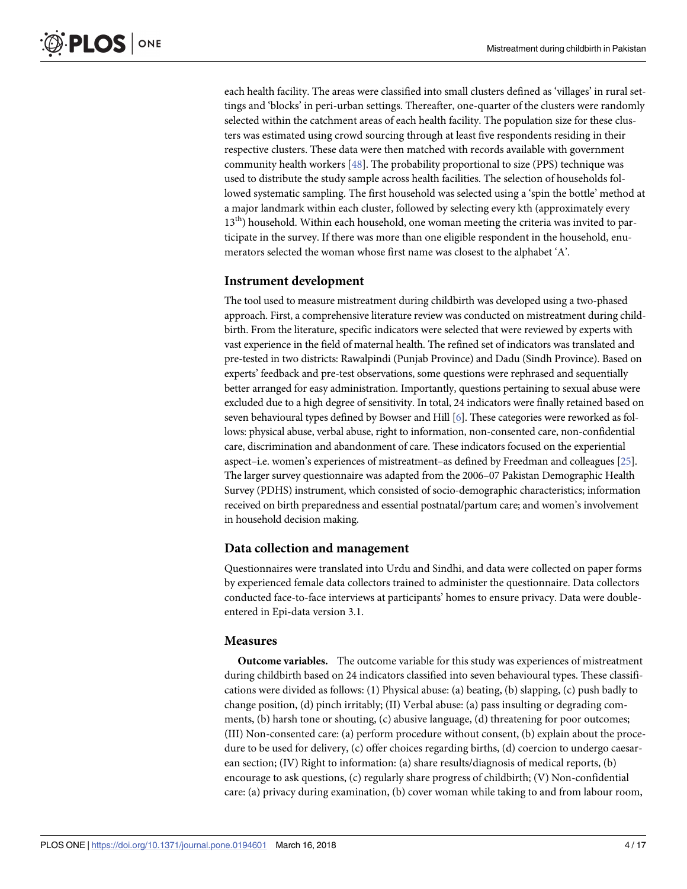each health facility. The areas were classified into small clusters defined as 'villages' in rural settings and 'blocks' in peri-urban settings. Thereafter, one-quarter of the clusters were randomly selected within the catchment areas of each health facility. The population size for these clusters was estimated using crowd sourcing through at least five respondents residing in their respective clusters. These data were then matched with records available with government community health workers [48]. The probability proportional to size (PPS) technique was used to distribute the study sample across health facilities. The selection of households followed systematic sampling. The first household was selected using a 'spin the bottle' method at a major landmark within each cluster, followed by selecting every kth (approximately every 13th) household. Within each household, one woman meeting the criteria was invited to participate in the survey. If there was more than one eligible respondent in the household, enumerators selected the woman whose first name was closest to the alphabet 'A'.

### Instrument development

The tool used to measure mistreatment during childbirth was developed using a two-phased approach. First, a comprehensive literature review was conducted on mistreatment during childbirth. From the literature, specific indicators were selected that were reviewed by experts with vast experience in the field of maternal health. The refined set of indicators was translated and pre-tested in two districts: Rawalpindi (Punjab Province) and Dadu (Sindh Province). Based on experts' feedback and pre-test observations, some questions were rephrased and sequentially better arranged for easy administration. Importantly, questions pertaining to sexual abuse were excluded due to a high degree of sensitivity. In total, 24 indicators were finally retained based on seven behavioural types defined by Bowser and Hill [6]. These categories were reworked as follows: physical abuse, verbal abuse, right to information, non-consented care, non-confidential care, discrimination and abandonment of care. These indicators focused on the experiential aspect–i.e. women's experiences of mistreatment–as defined by Freedman and colleagues [25]. The larger survey questionnaire was adapted from the 2006–07 Pakistan Demographic Health Survey (PDHS) instrument, which consisted of socio-demographic characteristics; information received on birth preparedness and essential postnatal/partum care; and women's involvement in household decision making.

### Data collection and management

Questionnaires were translated into Urdu and Sindhi, and data were collected on paper forms by experienced female data collectors trained to administer the questionnaire. Data collectors conducted face-to-face interviews at participants' homes to ensure privacy. Data were double-entered in Epi-data version 3.1.

### Measures

**Outcome variables.** The outcome variable for this study was experiences of mistreatment during childbirth based on 24 indicators classified into seven behavioural types. These classifications were divided as follows: (1) Physical abuse: (a) beating, (b) slapping, (c) push badly to change position, (d) pinch irritably; (II) Verbal abuse: (a) pass insulting or degrading comments, (b) harsh tone or shouting, (c) abusive language, (d) threatening for poor outcomes; (III) Non-consented care: (a) perform procedure without consent, (b) explain about the procedure to be used for delivery, (c) offer choices regarding births, (d) coercion to undergo caesarean section; (IV) Right to information: (a) share results/diagnosis of medical reports, (b) encourage to ask questions, (c) regularly share progress of childbirth; (V) Non-confidential care: (a) privacy during examination, (b) cover woman while taking to and from labour room,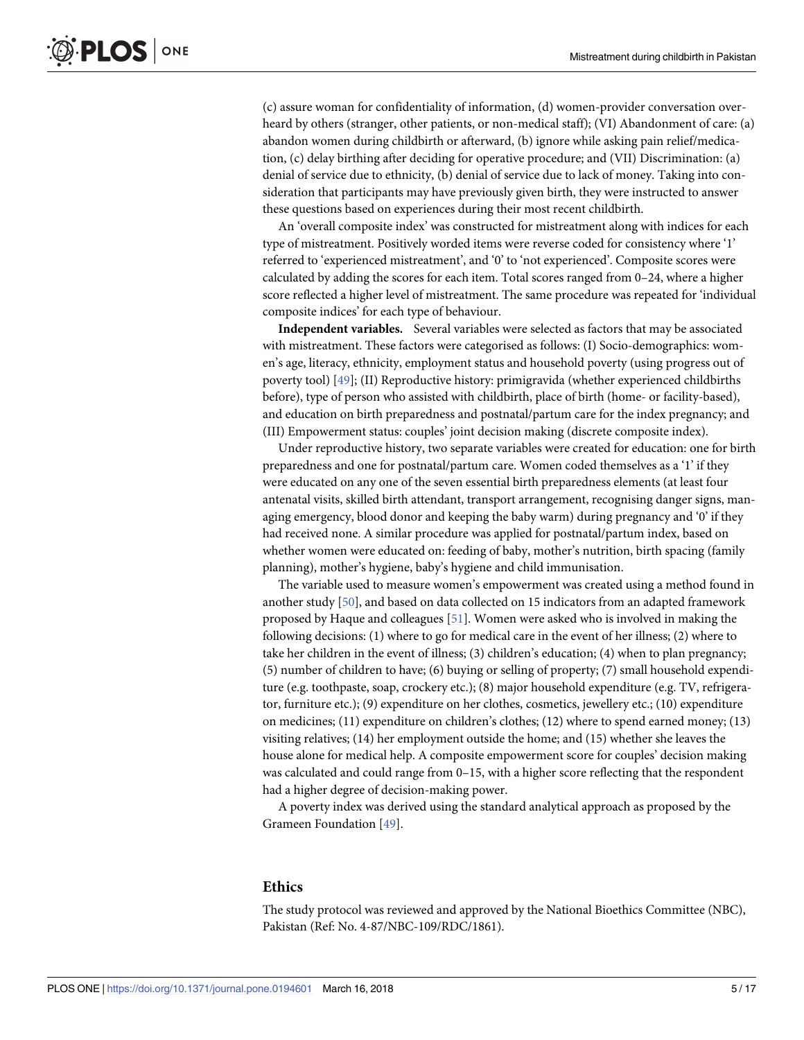(c) assure woman for confidentiality of information, (d) women-provider conversation overheard by others (stranger, other patients, or non-medical staff); (VI) Abandonment of care: (a) abandon women during childbirth or afterward, (b) ignore while asking pain relief/medication, (c) delay birthing after deciding for operative procedure; and (VII) Discrimination: (a) denial of service due to ethnicity, (b) denial of service due to lack of money. Taking into consideration that participants may have previously given birth, they were instructed to answer these questions based on experiences during their most recent childbirth.

An 'overall composite index' was constructed for mistreatment along with indices for each type of mistreatment. Positively worded items were reverse coded for consistency where '1' referred to 'experienced mistreatment', and '0' to 'not experienced'. Composite scores were calculated by adding the scores for each item. Total scores ranged from 0–24, where a higher score reflected a higher level of mistreatment. The same procedure was repeated for 'individual composite indices' for each type of behaviour.

**Independent variables.** Several variables were selected as factors that may be associated with mistreatment. These factors were categorised as follows: (I) Socio-demographics: women's age, literacy, ethnicity, employment status and household poverty (using progress out of poverty tool) [49]; (II) Reproductive history: primigravida (whether experienced childbirths before), type of person who assisted with childbirth, place of birth (home- or facility-based), and education on birth preparedness and postnatal/partum care for the index pregnancy; and (III) Empowerment status: couples' joint decision making (discrete composite index).

Under reproductive history, two separate variables were created for education: one for birth preparedness and one for postnatal/partum care. Women coded themselves as a '1' if they were educated on any one of the seven essential birth preparedness elements (at least four antenatal visits, skilled birth attendant, transport arrangement, recognising danger signs, managing emergency, blood donor and keeping the baby warm) during pregnancy and '0' if they had received none. A similar procedure was applied for postnatal/partum index, based on whether women were educated on: feeding of baby, mother's nutrition, birth spacing (family planning), mother's hygiene, baby's hygiene and child immunisation.

The variable used to measure women's empowerment was created using a method found in another study [50], and based on data collected on 15 indicators from an adapted framework proposed by Haque and colleagues [51]. Women were asked who is involved in making the following decisions: (1) where to go for medical care in the event of her illness; (2) where to take her children in the event of illness; (3) children's education; (4) when to plan pregnancy; (5) number of children to have; (6) buying or selling of property; (7) small household expenditure (e.g. toothpaste, soap, crockery etc.); (8) major household expenditure (e.g. TV, refrigerator, furniture etc.); (9) expenditure on her clothes, cosmetics, jewellery etc.; (10) expenditure on medicines; (11) expenditure on children's clothes; (12) where to spend earned money; (13) visiting relatives; (14) her employment outside the home; and (15) whether she leaves the house alone for medical help. A composite empowerment score for couples' decision making was calculated and could range from 0–15, with a higher score reflecting that the respondent had a higher degree of decision-making power.

A poverty index was derived using the standard analytical approach as proposed by the Grameen Foundation [49].

## Ethics

The study protocol was reviewed and approved by the National Bioethics Committee (NBC), Pakistan (Ref: No. 4-87/NBC-109/RDC/1861).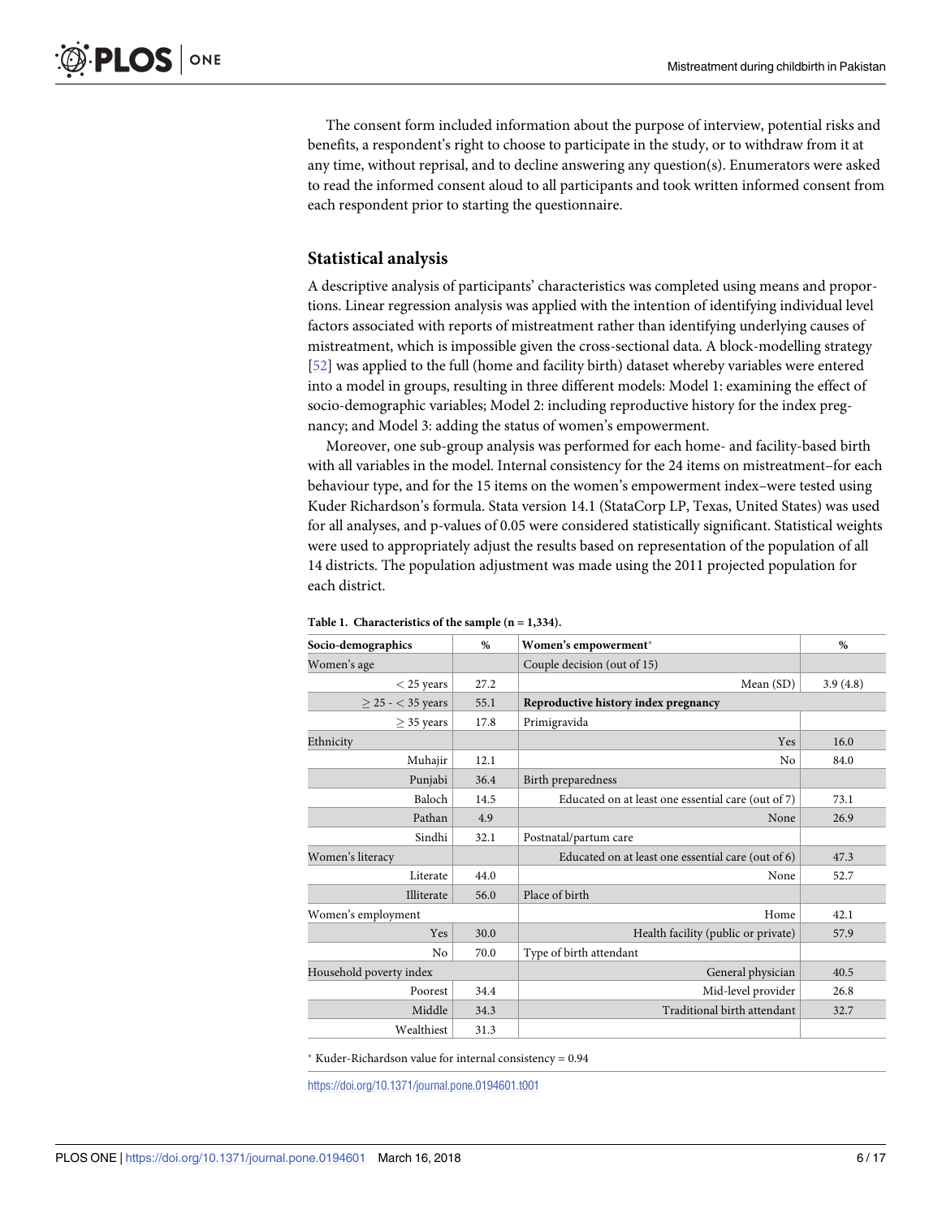The consent form included information about the purpose of interview, potential risks and benefits, a respondent's right to choose to participate in the study, or to withdraw from it at any time, without reprisal, and to decline answering any question(s). Enumerators were asked to read the informed consent aloud to all participants and took written informed consent from each respondent prior to starting the questionnaire.

## Statistical analysis

A descriptive analysis of participants' characteristics was completed using means and proportions. Linear regression analysis was applied with the intention of identifying individual level factors associated with reports of mistreatment rather than identifying underlying causes of mistreatment, which is impossible given the cross-sectional data. A block-modelling strategy [52] was applied to the full (home and facility birth) dataset whereby variables were entered into a model in groups, resulting in three different models: Model 1: examining the effect of socio-demographic variables; Model 2: including reproductive history for the index pregnancy; and Model 3: adding the status of women's empowerment.

Moreover, one sub-group analysis was performed for each home- and facility-based birth with all variables in the model. Internal consistency for the 24 items on mistreatment–for each behaviour type, and for the 15 items on the women's empowerment index–were tested using Kuder Richardson's formula. Stata version 14.1 (StataCorp LP, Texas, United States) was used for all analyses, and p-values of 0.05 were considered statistically significant. Statistical weights were used to appropriately adjust the results based on representation of the population of all 14 districts. The population adjustment was made using the 2011 projected population for each district.

**Table 1. Characteristics of the sample (n = 1,334).**

| Socio-demographics | % | Women's empowerment* | % |
|---|---|---|---|
| Women's age | | Couple decision (out of 15) | |
| < 25 years | 27.2 | Mean (SD) | 3.9 (4.8) |
| ≥ 25 - < 35 years | 55.1 | **Reproductive history index pregnancy** | |
| ≥ 35 years | 17.8 | Primigravida | |
| Ethnicity | | Yes | 16.0 |
| Muhajir | 12.1 | No | 84.0 |
| Punjabi | 36.4 | Birth preparedness | |
| Baloch | 14.5 | Educated on at least one essential care (out of 7) | 73.1 |
| Pathan | 4.9 | None | 26.9 |
| Sindhi | 32.1 | Postnatal/partum care | |
| Women's literacy | | Educated on at least one essential care (out of 6) | 47.3 |
| Literate | 44.0 | None | 52.7 |
| Illiterate | 56.0 | Place of birth | |
| Women's employment | | Home | 42.1 |
| Yes | 30.0 | Health facility (public or private) | 57.9 |
| No | 70.0 | Type of birth attendant | |
| Household poverty index | | General physician | 40.5 |
| Poorest | 34.4 | Mid-level provider | 26.8 |
| Middle | 34.3 | Traditional birth attendant | 32.7 |
| Wealthiest | 31.3 | | |

* Kuder-Richardson value for internal consistency = 0.94

https://doi.org/10.1371/journal.pone.0194601.t001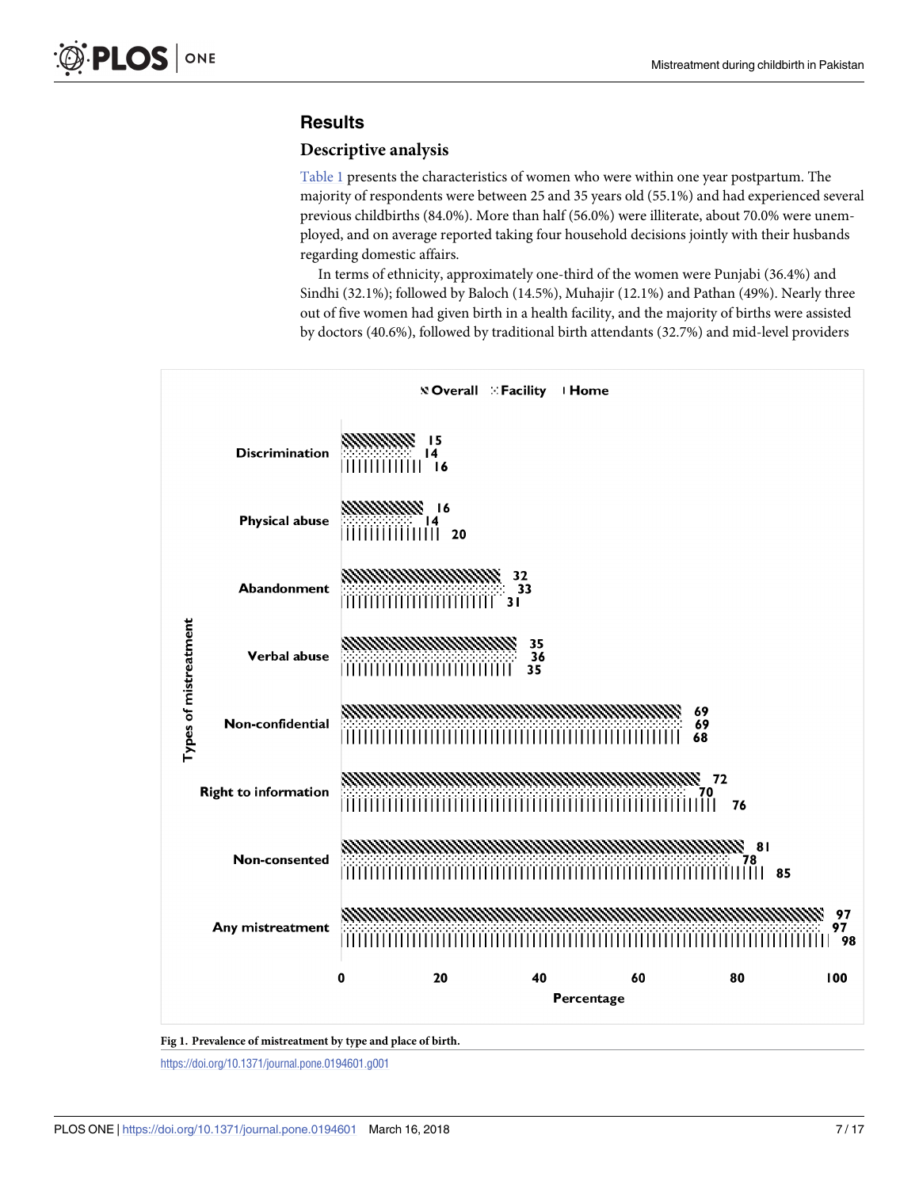## Results

### Descriptive analysis

Table 1 presents the characteristics of women who were within one year postpartum. The majority of respondents were between 25 and 35 years old (55.1%) and had experienced several previous childbirths (84.0%). More than half (56.0%) were illiterate, about 70.0% were unemployed, and on average reported taking four household decisions jointly with their husbands regarding domestic affairs.

In terms of ethnicity, approximately one-third of the women were Punjabi (36.4%) and Sindhi (32.1%); followed by Baloch (14.5%), Muhajir (12.1%) and Pathan (49%). Nearly three out of five women had given birth in a health facility, and the majority of births were assisted by doctors (40.6%), followed by traditional birth attendants (32.7%) and mid-level providers

| Types of mistreatment | Overall | Facility | Home |
|---|---|---|---|
| Discrimination | 15 | 14 | 16 |
| Physical abuse | 16 | 14 | 20 |
| Abandonment | 32 | 33 | 31 |
| Verbal abuse | 35 | 36 | 35 |
| Non-confidential | 69 | 69 | 68 |
| Right to information | 72 | 70 | 76 |
| Non-consented | 81 | 78 | 85 |
| Any mistreatment | 97 | 97 | 98 |

Percentage

**Fig 1. Prevalence of mistreatment by type and place of birth.**

https://doi.org/10.1371/journal.pone.0194601.g001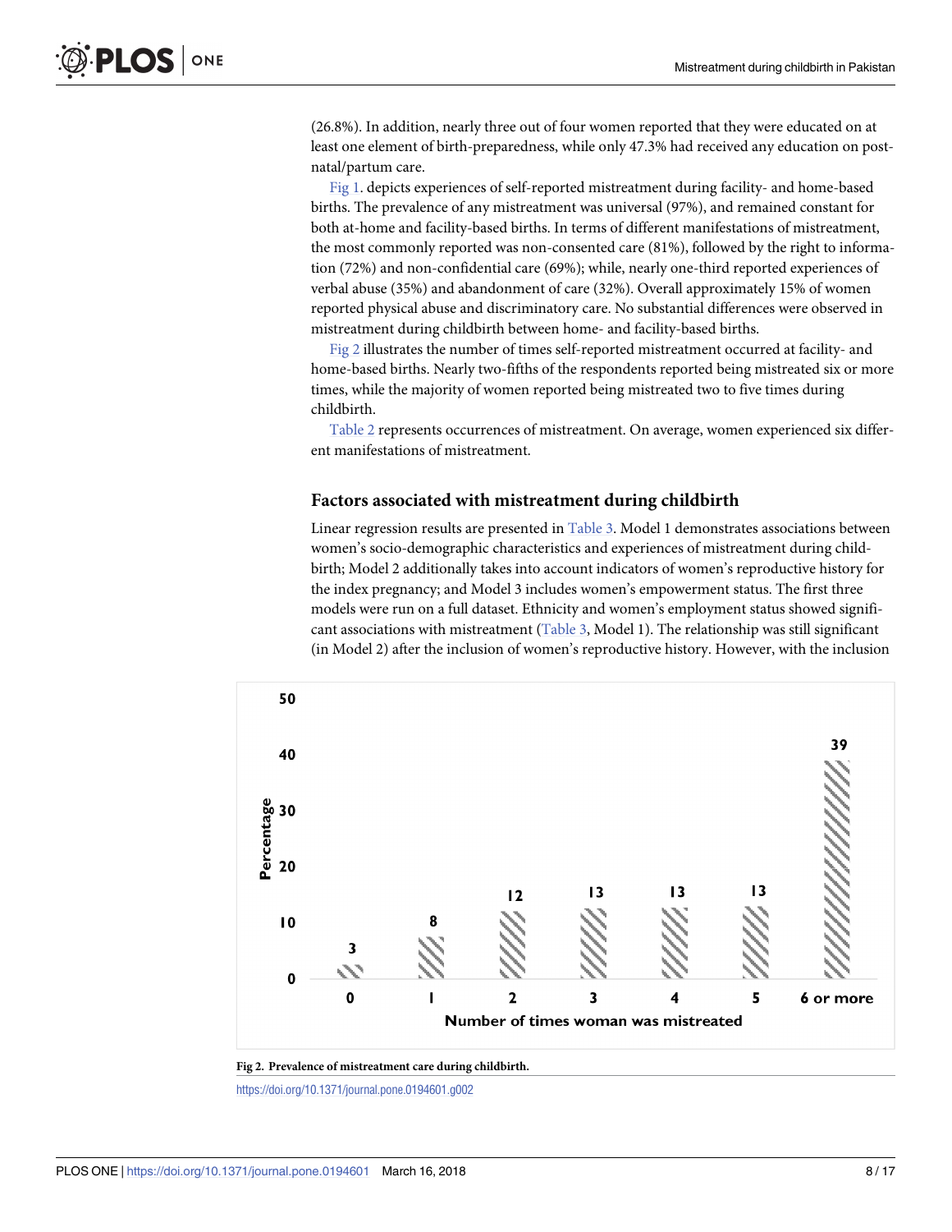(26.8%). In addition, nearly three out of four women reported that they were educated on at least one element of birth-preparedness, while only 47.3% had received any education on post-natal/partum care.

Fig 1. depicts experiences of self-reported mistreatment during facility- and home-based births. The prevalence of any mistreatment was universal (97%), and remained constant for both at-home and facility-based births. In terms of different manifestations of mistreatment, the most commonly reported was non-consented care (81%), followed by the right to information (72%) and non-confidential care (69%); while, nearly one-third reported experiences of verbal abuse (35%) and abandonment of care (32%). Overall approximately 15% of women reported physical abuse and discriminatory care. No substantial differences were observed in mistreatment during childbirth between home- and facility-based births.

Fig 2 illustrates the number of times self-reported mistreatment occurred at facility- and home-based births. Nearly two-fifths of the respondents reported being mistreated six or more times, while the majority of women reported being mistreated two to five times during childbirth.

Table 2 represents occurrences of mistreatment. On average, women experienced six different manifestations of mistreatment.

## Factors associated with mistreatment during childbirth

Linear regression results are presented in Table 3. Model 1 demonstrates associations between women's socio-demographic characteristics and experiences of mistreatment during childbirth; Model 2 additionally takes into account indicators of women's reproductive history for the index pregnancy; and Model 3 includes women's empowerment status. The first three models were run on a full dataset. Ethnicity and women's employment status showed significant associations with mistreatment (Table 3, Model 1). The relationship was still significant (in Model 2) after the inclusion of women's reproductive history. However, with the inclusion

| Number of times woman was mistreated | 0 | 1 | 2 | 3 | 4 | 5 | 6 or more |
|---|---|---|---|---|---|---|---|
| Percentage | 3 | 8 | 12 | 13 | 13 | 13 | 39 |

**Fig 2. Prevalence of mistreatment care during childbirth.**

https://doi.org/10.1371/journal.pone.0194601.g002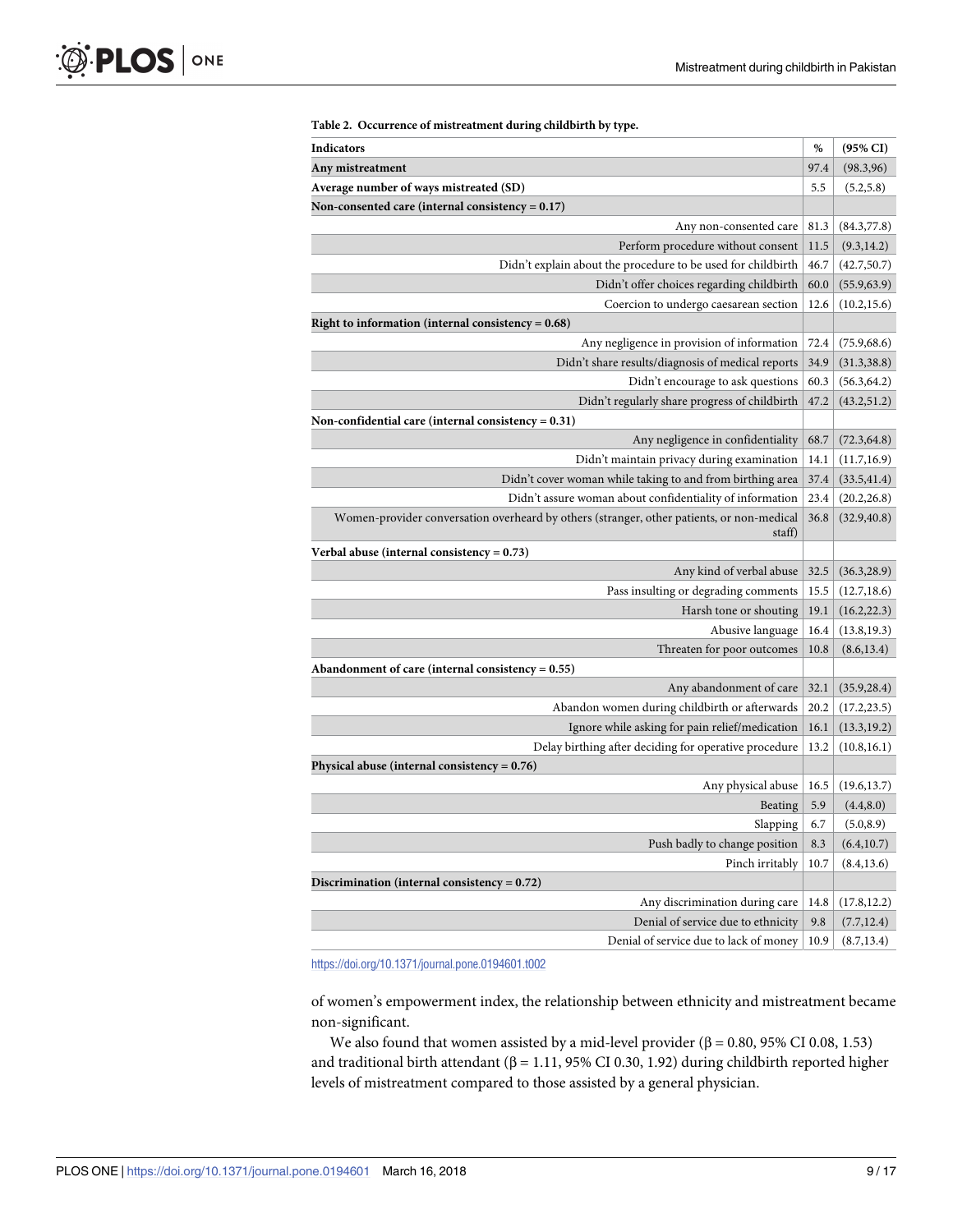**Table 2. Occurrence of mistreatment during childbirth by type.**

| Indicators | % | (95% CI) |
|---|---|---|
| **Any mistreatment** | 97.4 | (98.3,96) |
| **Average number of ways mistreated (SD)** | 5.5 | (5.2,5.8) |
| **Non-consented care (internal consistency = 0.17)** | | |
| Any non-consented care | 81.3 | (84.3,77.8) |
| Perform procedure without consent | 11.5 | (9.3,14.2) |
| Didn't explain about the procedure to be used for childbirth | 46.7 | (42.7,50.7) |
| Didn't offer choices regarding childbirth | 60.0 | (55.9,63.9) |
| Coercion to undergo caesarean section | 12.6 | (10.2,15.6) |
| **Right to information (internal consistency = 0.68)** | | |
| Any negligence in provision of information | 72.4 | (75.9,68.6) |
| Didn't share results/diagnosis of medical reports | 34.9 | (31.3,38.8) |
| Didn't encourage to ask questions | 60.3 | (56.3,64.2) |
| Didn't regularly share progress of childbirth | 47.2 | (43.2,51.2) |
| **Non-confidential care (internal consistency = 0.31)** | | |
| Any negligence in confidentiality | 68.7 | (72.3,64.8) |
| Didn't maintain privacy during examination | 14.1 | (11.7,16.9) |
| Didn't cover woman while taking to and from birthing area | 37.4 | (33.5,41.4) |
| Didn't assure woman about confidentiality of information | 23.4 | (20.2,26.8) |
| Women-provider conversation overheard by others (stranger, other patients, or non-medical staff) | 36.8 | (32.9,40.8) |
| **Verbal abuse (internal consistency = 0.73)** | | |
| Any kind of verbal abuse | 32.5 | (36.3,28.9) |
| Pass insulting or degrading comments | 15.5 | (12.7,18.6) |
| Harsh tone or shouting | 19.1 | (16.2,22.3) |
| Abusive language | 16.4 | (13.8,19.3) |
| Threaten for poor outcomes | 10.8 | (8.6,13.4) |
| **Abandonment of care (internal consistency = 0.55)** | | |
| Any abandonment of care | 32.1 | (35.9,28.4) |
| Abandon women during childbirth or afterwards | 20.2 | (17.2,23.5) |
| Ignore while asking for pain relief/medication | 16.1 | (13.3,19.2) |
| Delay birthing after deciding for operative procedure | 13.2 | (10.8,16.1) |
| **Physical abuse (internal consistency = 0.76)** | | |
| Any physical abuse | 16.5 | (19.6,13.7) |
| Beating | 5.9 | (4.4,8.0) |
| Slapping | 6.7 | (5.0,8.9) |
| Push badly to change position | 8.3 | (6.4,10.7) |
| Pinch irritably | 10.7 | (8.4,13.6) |
| **Discrimination (internal consistency = 0.72)** | | |
| Any discrimination during care | 14.8 | (17.8,12.2) |
| Denial of service due to ethnicity | 9.8 | (7.7,12.4) |
| Denial of service due to lack of money | 10.9 | (8.7,13.4) |

https://doi.org/10.1371/journal.pone.0194601.t002

of women's empowerment index, the relationship between ethnicity and mistreatment became non-significant.

We also found that women assisted by a mid-level provider ($\beta = 0.80$, 95% CI 0.08, 1.53) and traditional birth attendant ($\beta = 1.11$, 95% CI 0.30, 1.92) during childbirth reported higher levels of mistreatment compared to those assisted by a general physician.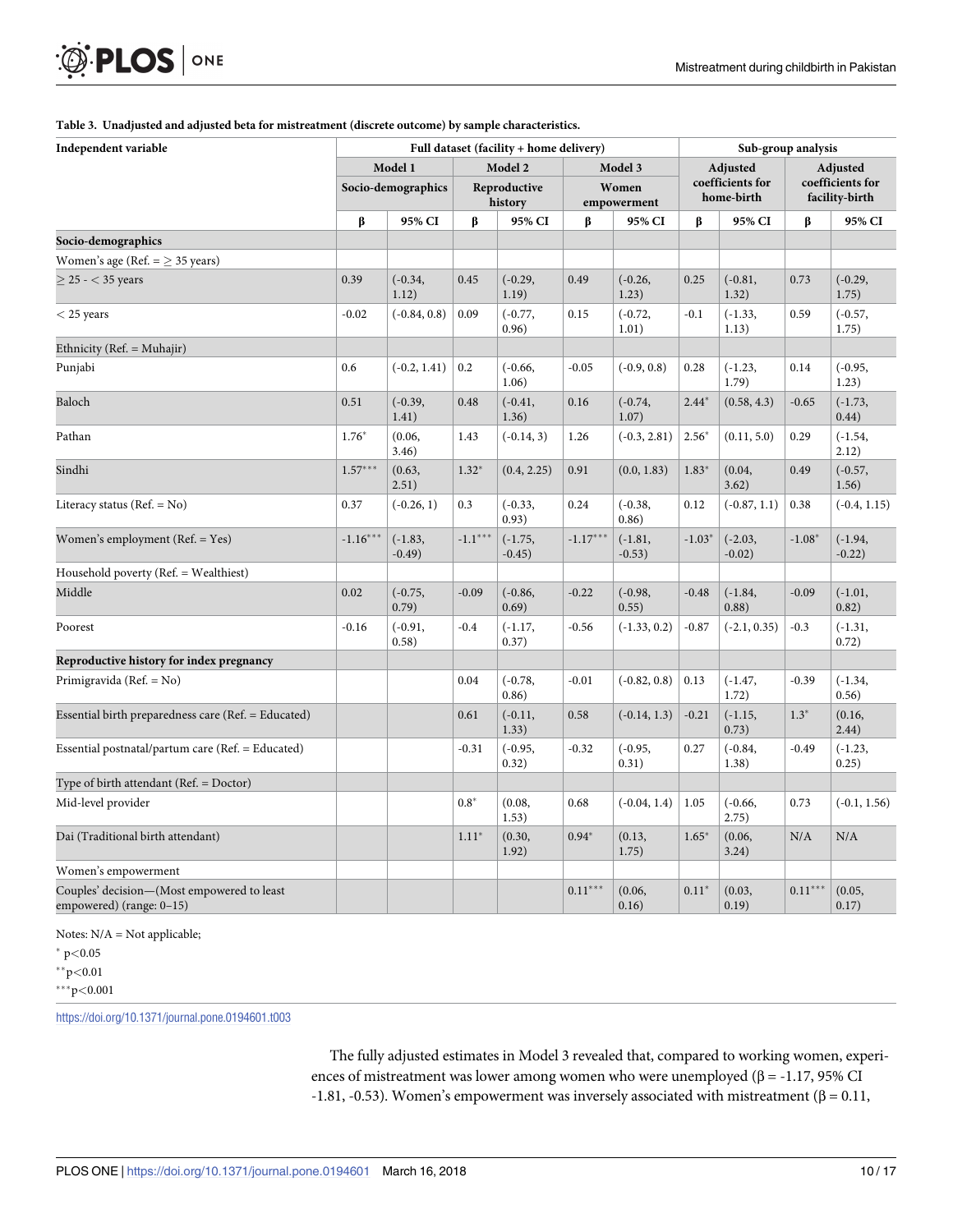**Table 3. Unadjusted and adjusted beta for mistreatment (discrete outcome) by sample characteristics.**

| Independent variable | Full dataset (facility + home delivery) | | | | | | Sub-group analysis | | | |
|---|---|---|---|---|---|---|---|---|---|---|
| | Model 1 | | Model 2 | | Model 3 | | Adjusted coefficients for home-birth | | Adjusted coefficients for facility-birth | |
| | Socio-demographics | | Reproductive history | | Women empowerment | | | | | |
| | β | 95% CI | β | 95% CI | β | 95% CI | β | 95% CI | β | 95% CI |
| **Socio-demographics** | | | | | | | | | | |
| Women's age (Ref. = ≥ 35 years) | | | | | | | | | | |
| ≥ 25 - < 35 years | 0.39 | (-0.34, 1.12) | 0.45 | (-0.29, 1.19) | 0.49 | (-0.26, 1.23) | 0.25 | (-0.81, 1.32) | 0.73 | (-0.29, 1.75) |
| < 25 years | -0.02 | (-0.84, 0.8) | 0.09 | (-0.77, 0.96) | 0.15 | (-0.72, 1.01) | -0.1 | (-1.33, 1.13) | 0.59 | (-0.57, 1.75) |
| Ethnicity (Ref. = Muhajir) | | | | | | | | | | |
| Punjabi | 0.6 | (-0.2, 1.41) | 0.2 | (-0.66, 1.06) | -0.05 | (-0.9, 0.8) | 0.28 | (-1.23, 1.79) | 0.14 | (-0.95, 1.23) |
| Baloch | 0.51 | (-0.39, 1.41) | 0.48 | (-0.41, 1.36) | 0.16 | (-0.74, 1.07) | 2.44* | (0.58, 4.3) | -0.65 | (-1.73, 0.44) |
| Pathan | 1.76* | (0.06, 3.46) | 1.43 | (-0.14, 3) | 1.26 | (-0.3, 2.81) | 2.56* | (0.11, 5.0) | 0.29 | (-1.54, 2.12) |
| Sindhi | 1.57*** | (0.63, 2.51) | 1.32* | (0.4, 2.25) | 0.91 | (0.0, 1.83) | 1.83* | (0.04, 3.62) | 0.49 | (-0.57, 1.56) |
| Literacy status (Ref. = No) | 0.37 | (-0.26, 1) | 0.3 | (-0.33, 0.93) | 0.24 | (-0.38, 0.86) | 0.12 | (-0.87, 1.1) | 0.38 | (-0.4, 1.15) |
| Women's employment (Ref. = Yes) | -1.16*** | (-1.83, -0.49) | -1.1*** | (-1.75, -0.45) | -1.17*** | (-1.81, -0.53) | -1.03* | (-2.03, -0.02) | -1.08* | (-1.94, -0.22) |
| Household poverty (Ref. = Wealthiest) | | | | | | | | | | |
| Middle | 0.02 | (-0.75, 0.79) | -0.09 | (-0.86, 0.69) | -0.22 | (-0.98, 0.55) | -0.48 | (-1.84, 0.88) | -0.09 | (-1.01, 0.82) |
| Poorest | -0.16 | (-0.91, 0.58) | -0.4 | (-1.17, 0.37) | -0.56 | (-1.33, 0.2) | -0.87 | (-2.1, 0.35) | -0.3 | (-1.31, 0.72) |
| **Reproductive history for index pregnancy** | | | | | | | | | | |
| Primigravida (Ref. = No) | | | 0.04 | (-0.78, 0.86) | -0.01 | (-0.82, 0.8) | 0.13 | (-1.47, 1.72) | -0.39 | (-1.34, 0.56) |
| Essential birth preparedness care (Ref. = Educated) | | | 0.61 | (-0.11, 1.33) | 0.58 | (-0.14, 1.3) | -0.21 | (-1.15, 0.73) | 1.3* | (0.16, 2.44) |
| Essential postnatal/partum care (Ref. = Educated) | | | -0.31 | (-0.95, 0.32) | -0.32 | (-0.95, 0.31) | 0.27 | (-0.84, 1.38) | -0.49 | (-1.23, 0.25) |
| Type of birth attendant (Ref. = Doctor) | | | | | | | | | | |
| Mid-level provider | | | 0.8* | (0.08, 1.53) | 0.68 | (-0.04, 1.4) | 1.05 | (-0.66, 2.75) | 0.73 | (-0.1, 1.56) |
| Dai (Traditional birth attendant) | | | 1.11* | (0.30, 1.92) | 0.94* | (0.13, 1.75) | 1.65* | (0.06, 3.24) | N/A | N/A |
| Women's empowerment | | | | | | | | | | |
| Couples' decision—(Most empowered to least empowered) (range: 0–15) | | | | | 0.11*** | (0.06, 0.16) | 0.11* | (0.03, 0.19) | 0.11*** | (0.05, 0.17) |

Notes: N/A = Not applicable;

* $p<0.05$

** $p<0.01$

*** $p<0.001$

https://doi.org/10.1371/journal.pone.0194601.t003

The fully adjusted estimates in Model 3 revealed that, compared to working women, experiences of mistreatment was lower among women who were unemployed (β = -1.17, 95% CI -1.81, -0.53). Women's empowerment was inversely associated with mistreatment (β = 0.11,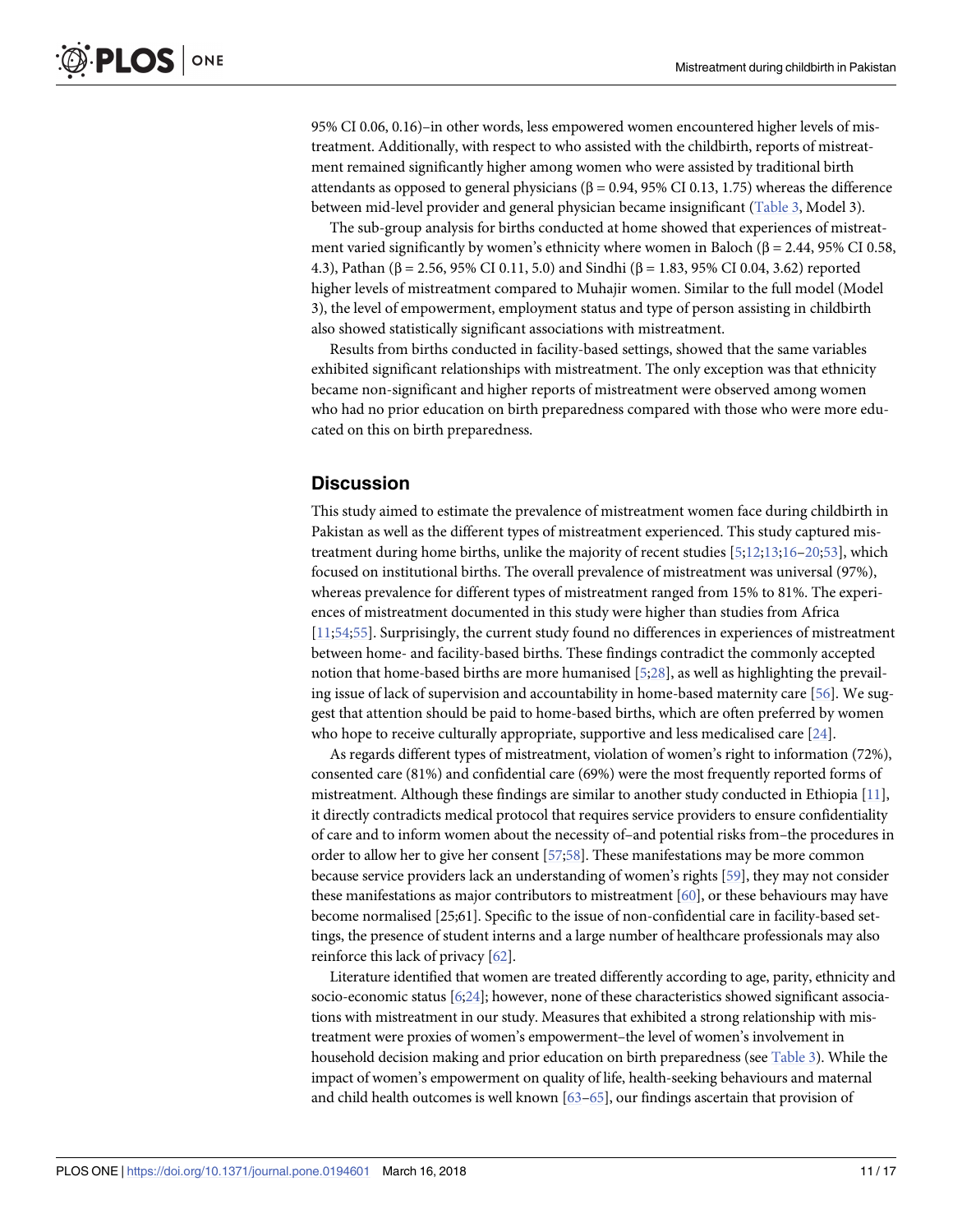95% CI 0.06, 0.16)–in other words, less empowered women encountered higher levels of mistreatment. Additionally, with respect to who assisted with the childbirth, reports of mistreatment remained significantly higher among women who were assisted by traditional birth attendants as opposed to general physicians (β = 0.94, 95% CI 0.13, 1.75) whereas the difference between mid-level provider and general physician became insignificant (Table 3, Model 3).

The sub-group analysis for births conducted at home showed that experiences of mistreatment varied significantly by women's ethnicity where women in Baloch (β = 2.44, 95% CI 0.58, 4.3), Pathan (β = 2.56, 95% CI 0.11, 5.0) and Sindhi (β = 1.83, 95% CI 0.04, 3.62) reported higher levels of mistreatment compared to Muhajir women. Similar to the full model (Model 3), the level of empowerment, employment status and type of person assisting in childbirth also showed statistically significant associations with mistreatment.

Results from births conducted in facility-based settings, showed that the same variables exhibited significant relationships with mistreatment. The only exception was that ethnicity became non-significant and higher reports of mistreatment were observed among women who had no prior education on birth preparedness compared with those who were more educated on this on birth preparedness.

## Discussion

This study aimed to estimate the prevalence of mistreatment women face during childbirth in Pakistan as well as the different types of mistreatment experienced. This study captured mistreatment during home births, unlike the majority of recent studies [5;12;13;16–20;53], which focused on institutional births. The overall prevalence of mistreatment was universal (97%), whereas prevalence for different types of mistreatment ranged from 15% to 81%. The experiences of mistreatment documented in this study were higher than studies from Africa [11;54;55]. Surprisingly, the current study found no differences in experiences of mistreatment between home- and facility-based births. These findings contradict the commonly accepted notion that home-based births are more humanised [5;28], as well as highlighting the prevailing issue of lack of supervision and accountability in home-based maternity care [56]. We suggest that attention should be paid to home-based births, which are often preferred by women who hope to receive culturally appropriate, supportive and less medicalised care [24].

As regards different types of mistreatment, violation of women's right to information (72%), consented care (81%) and confidential care (69%) were the most frequently reported forms of mistreatment. Although these findings are similar to another study conducted in Ethiopia [11], it directly contradicts medical protocol that requires service providers to ensure confidentiality of care and to inform women about the necessity of–and potential risks from–the procedures in order to allow her to give her consent [57;58]. These manifestations may be more common because service providers lack an understanding of women's rights [59], they may not consider these manifestations as major contributors to mistreatment [60], or these behaviours may have become normalised [25;61]. Specific to the issue of non-confidential care in facility-based settings, the presence of student interns and a large number of healthcare professionals may also reinforce this lack of privacy [62].

Literature identified that women are treated differently according to age, parity, ethnicity and socio-economic status [6;24]; however, none of these characteristics showed significant associations with mistreatment in our study. Measures that exhibited a strong relationship with mistreatment were proxies of women's empowerment–the level of women's involvement in household decision making and prior education on birth preparedness (see Table 3). While the impact of women's empowerment on quality of life, health-seeking behaviours and maternal and child health outcomes is well known [63–65], our findings ascertain that provision of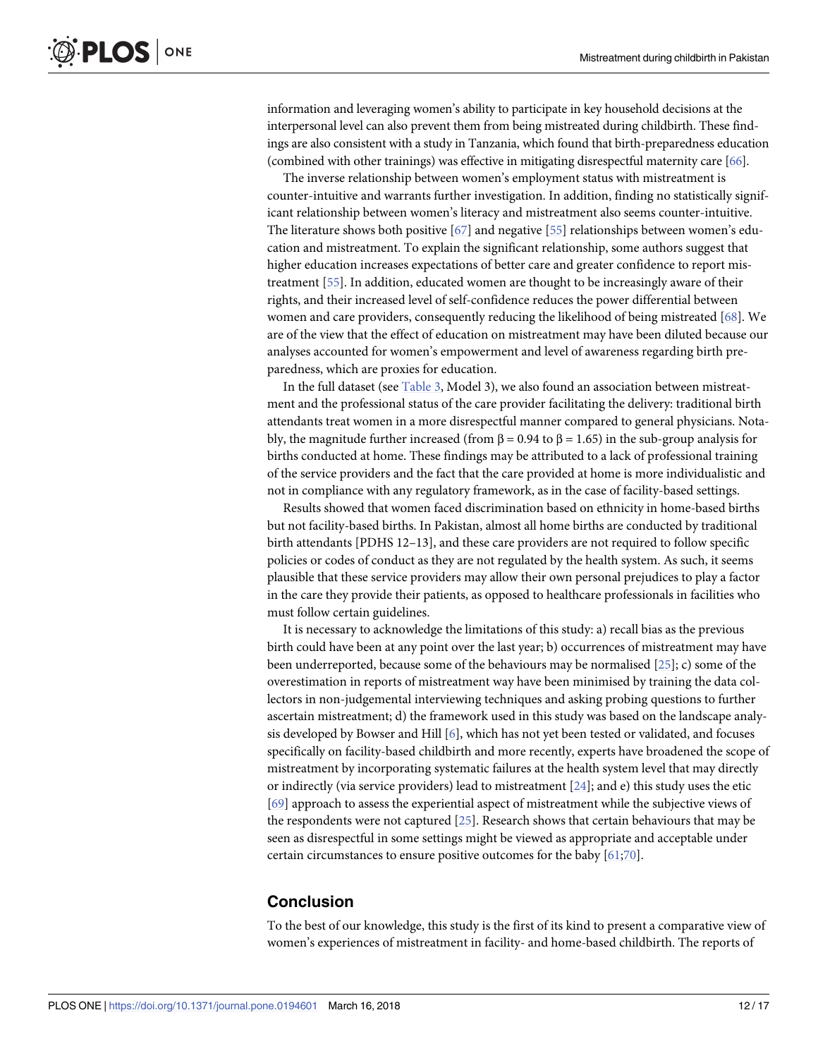information and leveraging women's ability to participate in key household decisions at the interpersonal level can also prevent them from being mistreated during childbirth. These findings are also consistent with a study in Tanzania, which found that birth-preparedness education (combined with other trainings) was effective in mitigating disrespectful maternity care [66].

The inverse relationship between women's employment status with mistreatment is counter-intuitive and warrants further investigation. In addition, finding no statistically significant relationship between women's literacy and mistreatment also seems counter-intuitive. The literature shows both positive [67] and negative [55] relationships between women's education and mistreatment. To explain the significant relationship, some authors suggest that higher education increases expectations of better care and greater confidence to report mistreatment [55]. In addition, educated women are thought to be increasingly aware of their rights, and their increased level of self-confidence reduces the power differential between women and care providers, consequently reducing the likelihood of being mistreated [68]. We are of the view that the effect of education on mistreatment may have been diluted because our analyses accounted for women's empowerment and level of awareness regarding birth preparedness, which are proxies for education.

In the full dataset (see Table 3, Model 3), we also found an association between mistreatment and the professional status of the care provider facilitating the delivery: traditional birth attendants treat women in a more disrespectful manner compared to general physicians. Notably, the magnitude further increased (from $\beta = 0.94$ to $\beta = 1.65$) in the sub-group analysis for births conducted at home. These findings may be attributed to a lack of professional training of the service providers and the fact that the care provided at home is more individualistic and not in compliance with any regulatory framework, as in the case of facility-based settings.

Results showed that women faced discrimination based on ethnicity in home-based births but not facility-based births. In Pakistan, almost all home births are conducted by traditional birth attendants [PDHS 12–13], and these care providers are not required to follow specific policies or codes of conduct as they are not regulated by the health system. As such, it seems plausible that these service providers may allow their own personal prejudices to play a factor in the care they provide their patients, as opposed to healthcare professionals in facilities who must follow certain guidelines.

It is necessary to acknowledge the limitations of this study: a) recall bias as the previous birth could have been at any point over the last year; b) occurrences of mistreatment may have been underreported, because some of the behaviours may be normalised [25]; c) some of the overestimation in reports of mistreatment way have been minimised by training the data collectors in non-judgemental interviewing techniques and asking probing questions to further ascertain mistreatment; d) the framework used in this study was based on the landscape analysis developed by Bowser and Hill [6], which has not yet been tested or validated, and focuses specifically on facility-based childbirth and more recently, experts have broadened the scope of mistreatment by incorporating systematic failures at the health system level that may directly or indirectly (via service providers) lead to mistreatment [24]; and e) this study uses the etic [69] approach to assess the experiential aspect of mistreatment while the subjective views of the respondents were not captured [25]. Research shows that certain behaviours that may be seen as disrespectful in some settings might be viewed as appropriate and acceptable under certain circumstances to ensure positive outcomes for the baby [61;70].

## Conclusion

To the best of our knowledge, this study is the first of its kind to present a comparative view of women's experiences of mistreatment in facility- and home-based childbirth. The reports of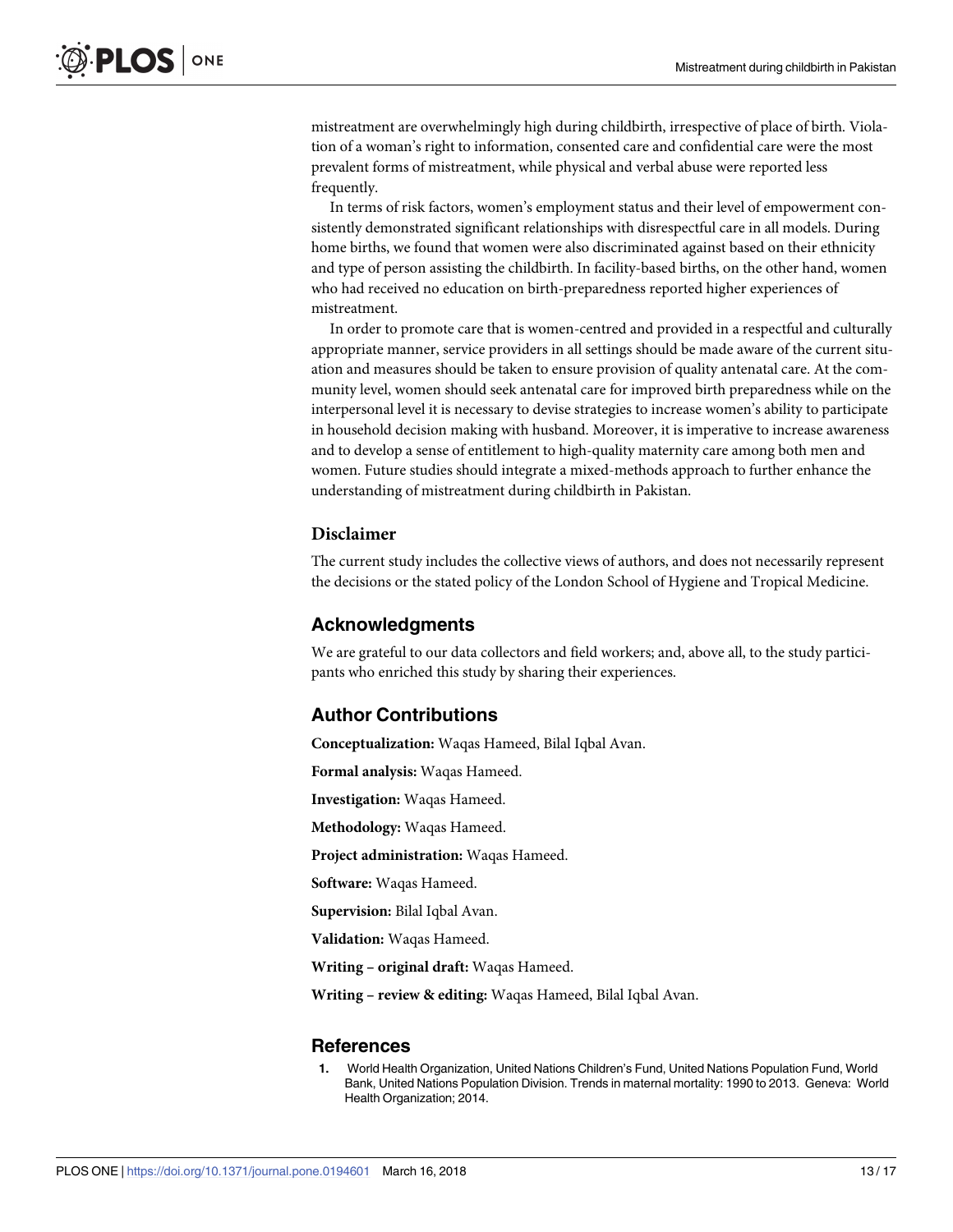mistreatment are overwhelmingly high during childbirth, irrespective of place of birth. Violation of a woman's right to information, consented care and confidential care were the most prevalent forms of mistreatment, while physical and verbal abuse were reported less frequently.

In terms of risk factors, women's employment status and their level of empowerment consistently demonstrated significant relationships with disrespectful care in all models. During home births, we found that women were also discriminated against based on their ethnicity and type of person assisting the childbirth. In facility-based births, on the other hand, women who had received no education on birth-preparedness reported higher experiences of mistreatment.

In order to promote care that is women-centred and provided in a respectful and culturally appropriate manner, service providers in all settings should be made aware of the current situation and measures should be taken to ensure provision of quality antenatal care. At the community level, women should seek antenatal care for improved birth preparedness while on the interpersonal level it is necessary to devise strategies to increase women's ability to participate in household decision making with husband. Moreover, it is imperative to increase awareness and to develop a sense of entitlement to high-quality maternity care among both men and women. Future studies should integrate a mixed-methods approach to further enhance the understanding of mistreatment during childbirth in Pakistan.

### Disclaimer

The current study includes the collective views of authors, and does not necessarily represent the decisions or the stated policy of the London School of Hygiene and Tropical Medicine.

## Acknowledgments

We are grateful to our data collectors and field workers; and, above all, to the study participants who enriched this study by sharing their experiences.

## Author Contributions

**Conceptualization:** Waqas Hameed, Bilal Iqbal Avan.

**Formal analysis:** Waqas Hameed.

**Investigation:** Waqas Hameed.

**Methodology:** Waqas Hameed.

**Project administration:** Waqas Hameed.

**Software:** Waqas Hameed.

**Supervision:** Bilal Iqbal Avan.

**Validation:** Waqas Hameed.

**Writing – original draft:** Waqas Hameed.

**Writing – review & editing:** Waqas Hameed, Bilal Iqbal Avan.

## References

1. World Health Organization, United Nations Children's Fund, United Nations Population Fund, World Bank, United Nations Population Division. Trends in maternal mortality: 1990 to 2013. Geneva: World Health Organization; 2014.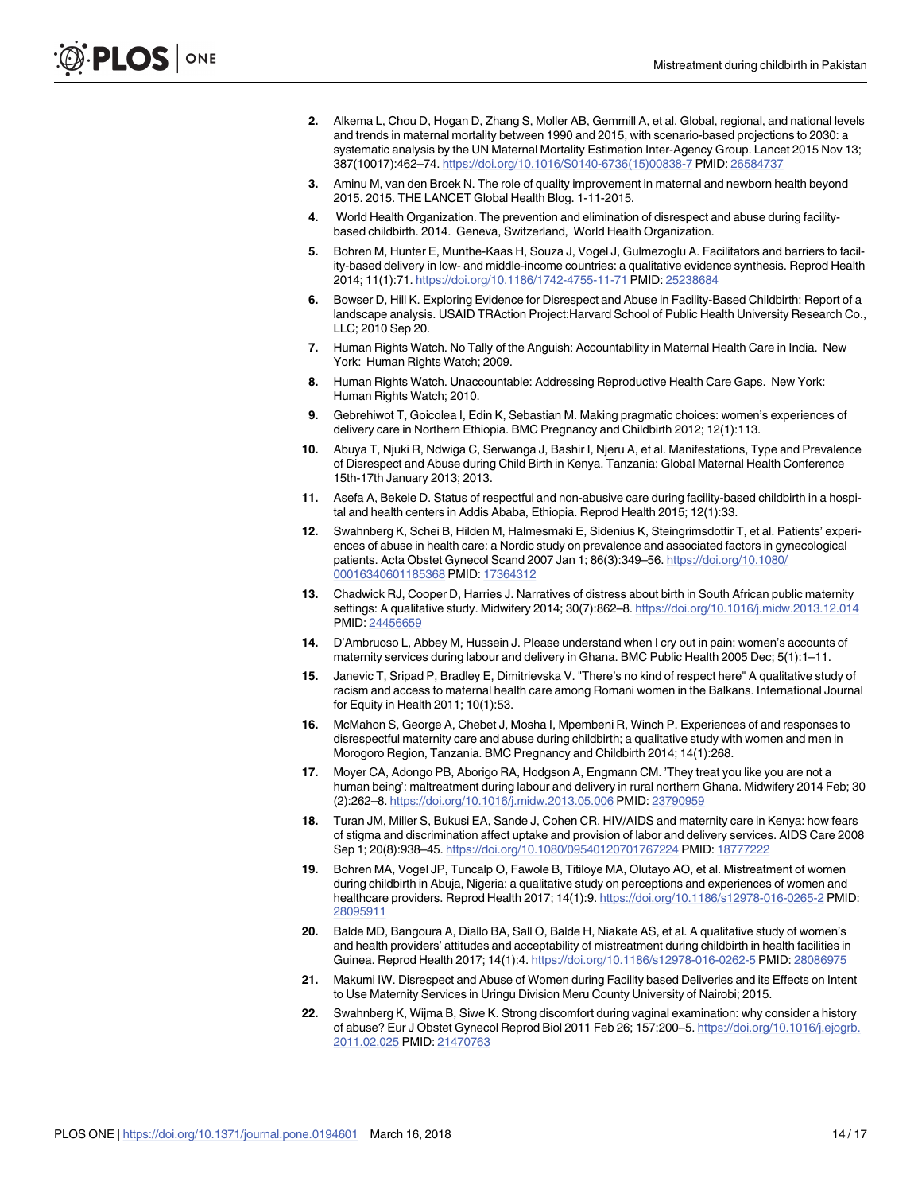2. Alkema L, Chou D, Hogan D, Zhang S, Moller AB, Gemmill A, et al. Global, regional, and national levels and trends in maternal mortality between 1990 and 2015, with scenario-based projections to 2030: a systematic analysis by the UN Maternal Mortality Estimation Inter-Agency Group. Lancet 2015 Nov 13; 387(10017):462–74. https://doi.org/10.1016/S0140-6736(15)00838-7 PMID: 26584737
3. Aminu M, van den Broek N. The role of quality improvement in maternal and newborn health beyond 2015. 2015. THE LANCET Global Health Blog. 1-11-2015.
4. World Health Organization. The prevention and elimination of disrespect and abuse during facility-based childbirth. 2014. Geneva, Switzerland, World Health Organization.
5. Bohren M, Hunter E, Munthe-Kaas H, Souza J, Vogel J, Gulmezoglu A. Facilitators and barriers to facility-based delivery in low- and middle-income countries: a qualitative evidence synthesis. Reprod Health 2014; 11(1):71. https://doi.org/10.1186/1742-4755-11-71 PMID: 25238684
6. Bowser D, Hill K. Exploring Evidence for Disrespect and Abuse in Facility-Based Childbirth: Report of a landscape analysis. USAID TRAction Project:Harvard School of Public Health University Research Co., LLC; 2010 Sep 20.
7. Human Rights Watch. No Tally of the Anguish: Accountability in Maternal Health Care in India. New York: Human Rights Watch; 2009.
8. Human Rights Watch. Unaccountable: Addressing Reproductive Health Care Gaps. New York: Human Rights Watch; 2010.
9. Gebrehiwot T, Goicolea I, Edin K, Sebastian M. Making pragmatic choices: women's experiences of delivery care in Northern Ethiopia. BMC Pregnancy and Childbirth 2012; 12(1):113.
10. Abuya T, Njuki R, Ndwiga C, Serwanga J, Bashir I, Njeru A, et al. Manifestations, Type and Prevalence of Disrespect and Abuse during Child Birth in Kenya. Tanzania: Global Maternal Health Conference 15th-17th January 2013; 2013.
11. Asefa A, Bekele D. Status of respectful and non-abusive care during facility-based childbirth in a hospital and health centers in Addis Ababa, Ethiopia. Reprod Health 2015; 12(1):33.
12. Swahnberg K, Schei B, Hilden M, Halmesmaki E, Sidenius K, Steingrimsdottir T, et al. Patients' experiences of abuse in health care: a Nordic study on prevalence and associated factors in gynecological patients. Acta Obstet Gynecol Scand 2007 Jan 1; 86(3):349–56. https://doi.org/10.1080/00016340601185368 PMID: 17364312
13. Chadwick RJ, Cooper D, Harries J. Narratives of distress about birth in South African public maternity settings: A qualitative study. Midwifery 2014; 30(7):862–8. https://doi.org/10.1016/j.midw.2013.12.014 PMID: 24456659
14. D'Ambruoso L, Abbey M, Hussein J. Please understand when I cry out in pain: women's accounts of maternity services during labour and delivery in Ghana. BMC Public Health 2005 Dec; 5(1):1–11.
15. Janevic T, Sripad P, Bradley E, Dimitrievska V. "There's no kind of respect here" A qualitative study of racism and access to maternal health care among Romani women in the Balkans. International Journal for Equity in Health 2011; 10(1):53.
16. McMahon S, George A, Chebet J, Mosha I, Mpembeni R, Winch P. Experiences of and responses to disrespectful maternity care and abuse during childbirth; a qualitative study with women and men in Morogoro Region, Tanzania. BMC Pregnancy and Childbirth 2014; 14(1):268.
17. Moyer CA, Adongo PB, Aborigo RA, Hodgson A, Engmann CM. 'They treat you like you are not a human being': maltreatment during labour and delivery in rural northern Ghana. Midwifery 2014 Feb; 30 (2):262–8. https://doi.org/10.1016/j.midw.2013.05.006 PMID: 23790959
18. Turan JM, Miller S, Bukusi EA, Sande J, Cohen CR. HIV/AIDS and maternity care in Kenya: how fears of stigma and discrimination affect uptake and provision of labor and delivery services. AIDS Care 2008 Sep 1; 20(8):938–45. https://doi.org/10.1080/09540120701767224 PMID: 18777222
19. Bohren MA, Vogel JP, Tuncalp O, Fawole B, Titiloye MA, Olutayo AO, et al. Mistreatment of women during childbirth in Abuja, Nigeria: a qualitative study on perceptions and experiences of women and healthcare providers. Reprod Health 2017; 14(1):9. https://doi.org/10.1186/s12978-016-0265-2 PMID: 28095911
20. Balde MD, Bangoura A, Diallo BA, Sall O, Balde H, Niakate AS, et al. A qualitative study of women's and health providers' attitudes and acceptability of mistreatment during childbirth in health facilities in Guinea. Reprod Health 2017; 14(1):4. https://doi.org/10.1186/s12978-016-0262-5 PMID: 28086975
21. Makumi IW. Disrespect and Abuse of Women during Facility based Deliveries and its Effects on Intent to Use Maternity Services in Uringu Division Meru County University of Nairobi; 2015.
22. Swahnberg K, Wijma B, Siwe K. Strong discomfort during vaginal examination: why consider a history of abuse? Eur J Obstet Gynecol Reprod Biol 2011 Feb 26; 157:200–5. https://doi.org/10.1016/j.ejogrb.2011.02.025 PMID: 21470763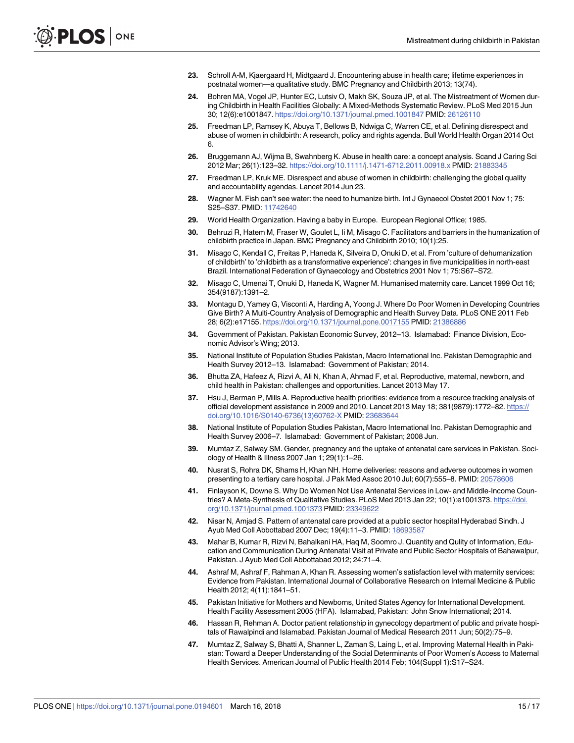23. Schroll A-M, Kjaergaard H, Midtgaard J. Encountering abuse in health care; lifetime experiences in postnatal women—a qualitative study. BMC Pregnancy and Childbirth 2013; 13(74).
24. Bohren MA, Vogel JP, Hunter EC, Lutsiv O, Makh SK, Souza JP, et al. The Mistreatment of Women during Childbirth in Health Facilities Globally: A Mixed-Methods Systematic Review. PLoS Med 2015 Jun 30; 12(6):e1001847. https://doi.org/10.1371/journal.pmed.1001847 PMID: 26126110
25. Freedman LP, Ramsey K, Abuya T, Bellows B, Ndwiga C, Warren CE, et al. Defining disrespect and abuse of women in childbirth: A research, policy and rights agenda. Bull World Health Organ 2014 Oct 6.
26. Bruggemann AJ, Wijma B, Swahnberg K. Abuse in health care: a concept analysis. Scand J Caring Sci 2012 Mar; 26(1):123–32. https://doi.org/10.1111/j.1471-6712.2011.00918.x PMID: 21883345
27. Freedman LP, Kruk ME. Disrespect and abuse of women in childbirth: challenging the global quality and accountability agendas. Lancet 2014 Jun 23.
28. Wagner M. Fish can't see water: the need to humanize birth. Int J Gynaecol Obstet 2001 Nov 1; 75: S25–S37. PMID: 11742640
29. World Health Organization. Having a baby in Europe. European Regional Office; 1985.
30. Behruzi R, Hatem M, Fraser W, Goulet L, Ii M, Misago C. Facilitators and barriers in the humanization of childbirth practice in Japan. BMC Pregnancy and Childbirth 2010; 10(1):25.
31. Misago C, Kendall C, Freitas P, Haneda K, Silveira D, Onuki D, et al. From 'culture of dehumanization of childbirth' to 'childbirth as a transformative experience': changes in five municipalities in north-east Brazil. International Federation of Gynaecology and Obstetrics 2001 Nov 1; 75:S67–S72.
32. Misago C, Umenai T, Onuki D, Haneda K, Wagner M. Humanised maternity care. Lancet 1999 Oct 16; 354(9187):1391–2.
33. Montagu D, Yamey G, Visconti A, Harding A, Yoong J. Where Do Poor Women in Developing Countries Give Birth? A Multi-Country Analysis of Demographic and Health Survey Data. PLoS ONE 2011 Feb 28; 6(2):e17155. https://doi.org/10.1371/journal.pone.0017155 PMID: 21386886
34. Government of Pakistan. Pakistan Economic Survey, 2012–13. Islamabad: Finance Division, Economic Advisor's Wing; 2013.
35. National Institute of Population Studies Pakistan, Macro International Inc. Pakistan Demographic and Health Survey 2012–13. Islamabad: Government of Pakistan; 2014.
36. Bhutta ZA, Hafeez A, Rizvi A, Ali N, Khan A, Ahmad F, et al. Reproductive, maternal, newborn, and child health in Pakistan: challenges and opportunities. Lancet 2013 May 17.
37. Hsu J, Berman P, Mills A. Reproductive health priorities: evidence from a resource tracking analysis of official development assistance in 2009 and 2010. Lancet 2013 May 18; 381(9879):1772–82. https://doi.org/10.1016/S0140-6736(13)60762-X PMID: 23683644
38. National Institute of Population Studies Pakistan, Macro International Inc. Pakistan Demographic and Health Survey 2006–7. Islamabad: Government of Pakistan; 2008 Jun.
39. Mumtaz Z, Salway SM. Gender, pregnancy and the uptake of antenatal care services in Pakistan. Sociology of Health & Illness 2007 Jan 1; 29(1):1–26.
40. Nusrat S, Rohra DK, Shams H, Khan NH. Home deliveries: reasons and adverse outcomes in women presenting to a tertiary care hospital. J Pak Med Assoc 2010 Jul; 60(7):555–8. PMID: 20578606
41. Finlayson K, Downe S. Why Do Women Not Use Antenatal Services in Low- and Middle-Income Countries? A Meta-Synthesis of Qualitative Studies. PLoS Med 2013 Jan 22; 10(1):e1001373. https://doi.org/10.1371/journal.pmed.1001373 PMID: 23349622
42. Nisar N, Amjad S. Pattern of antenatal care provided at a public sector hospital Hyderabad Sindh. J Ayub Med Coll Abbottabad 2007 Dec; 19(4):11–3. PMID: 18693587
43. Mahar B, Kumar R, Rizvi N, Bahalkani HA, Haq M, Soomro J. Quantity and Qulity of Information, Education and Communication During Antenatal Visit at Private and Public Sector Hospitals of Bahawalpur, Pakistan. J Ayub Med Coll Abbottabad 2012; 24:71–4.
44. Ashraf M, Ashraf F, Rahman A, Khan R. Assessing women's satisfaction level with maternity services: Evidence from Pakistan. International Journal of Collaborative Research on Internal Medicine & Public Health 2012; 4(11):1841–51.
45. Pakistan Initiative for Mothers and Newborns, United States Agency for International Development. Health Facility Assessment 2005 (HFA). Islamabad, Pakistan: John Snow International; 2014.
46. Hassan R, Rehman A. Doctor patient relationship in gynecology department of public and private hospitals of Rawalpindi and Islamabad. Pakistan Journal of Medical Research 2011 Jun; 50(2):75–9.
47. Mumtaz Z, Salway S, Bhatti A, Shanner L, Zaman S, Laing L, et al. Improving Maternal Health in Pakistan: Toward a Deeper Understanding of the Social Determinants of Poor Women's Access to Maternal Health Services. American Journal of Public Health 2014 Feb; 104(Suppl 1):S17–S24.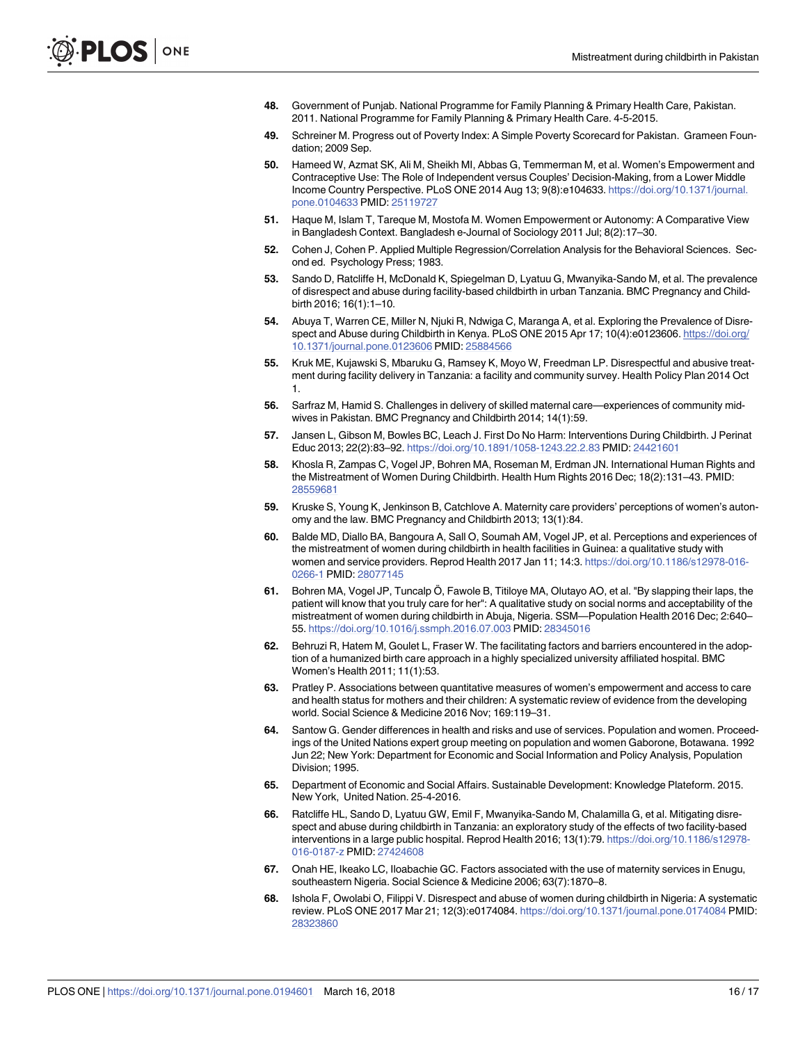48. Government of Punjab. National Programme for Family Planning & Primary Health Care, Pakistan. 2011. National Programme for Family Planning & Primary Health Care. 4-5-2015.

49. Schreiner M. Progress out of Poverty Index: A Simple Poverty Scorecard for Pakistan. Grameen Foundation; 2009 Sep.

50. Hameed W, Azmat SK, Ali M, Sheikh MI, Abbas G, Temmerman M, et al. Women's Empowerment and Contraceptive Use: The Role of Independent versus Couples' Decision-Making, from a Lower Middle Income Country Perspective. PLoS ONE 2014 Aug 13; 9(8):e104633. https://doi.org/10.1371/journal.pone.0104633 PMID: 25119727

51. Haque M, Islam T, Tareque M, Mostofa M. Women Empowerment or Autonomy: A Comparative View in Bangladesh Context. Bangladesh e-Journal of Sociology 2011 Jul; 8(2):17–30.

52. Cohen J, Cohen P. Applied Multiple Regression/Correlation Analysis for the Behavioral Sciences. Second ed. Psychology Press; 1983.

53. Sando D, Ratcliffe H, McDonald K, Spiegelman D, Lyatuu G, Mwanyika-Sando M, et al. The prevalence of disrespect and abuse during facility-based childbirth in urban Tanzania. BMC Pregnancy and Childbirth 2016; 16(1):1–10.

54. Abuya T, Warren CE, Miller N, Njuki R, Ndwiga C, Maranga A, et al. Exploring the Prevalence of Disrespect and Abuse during Childbirth in Kenya. PLoS ONE 2015 Apr 17; 10(4):e0123606. https://doi.org/10.1371/journal.pone.0123606 PMID: 25884566

55. Kruk ME, Kujawski S, Mbaruku G, Ramsey K, Moyo W, Freedman LP. Disrespectful and abusive treatment during facility delivery in Tanzania: a facility and community survey. Health Policy Plan 2014 Oct 1.

56. Sarfraz M, Hamid S. Challenges in delivery of skilled maternal care—experiences of community midwives in Pakistan. BMC Pregnancy and Childbirth 2014; 14(1):59.

57. Jansen L, Gibson M, Bowles BC, Leach J. First Do No Harm: Interventions During Childbirth. J Perinat Educ 2013; 22(2):83–92. https://doi.org/10.1891/1058-1243.22.2.83 PMID: 24421601

58. Khosla R, Zampas C, Vogel JP, Bohren MA, Roseman M, Erdman JN. International Human Rights and the Mistreatment of Women During Childbirth. Health Hum Rights 2016 Dec; 18(2):131–43. PMID: 28559681

59. Kruske S, Young K, Jenkinson B, Catchlove A. Maternity care providers' perceptions of women's autonomy and the law. BMC Pregnancy and Childbirth 2013; 13(1):84.

60. Balde MD, Diallo BA, Bangoura A, Sall O, Soumah AM, Vogel JP, et al. Perceptions and experiences of the mistreatment of women during childbirth in health facilities in Guinea: a qualitative study with women and service providers. Reprod Health 2017 Jan 11; 14:3. https://doi.org/10.1186/s12978-016-0266-1 PMID: 28077145

61. Bohren MA, Vogel JP, Tuncalp Ö, Fawole B, Titiloye MA, Olutayo AO, et al. "By slapping their laps, the patient will know that you truly care for her": A qualitative study on social norms and acceptability of the mistreatment of women during childbirth in Abuja, Nigeria. SSM—Population Health 2016 Dec; 2:640–55. https://doi.org/10.1016/j.ssmph.2016.07.003 PMID: 28345016

62. Behruzi R, Hatem M, Goulet L, Fraser W. The facilitating factors and barriers encountered in the adoption of a humanized birth care approach in a highly specialized university affiliated hospital. BMC Women's Health 2011; 11(1):53.

63. Pratley P. Associations between quantitative measures of women's empowerment and access to care and health status for mothers and their children: A systematic review of evidence from the developing world. Social Science & Medicine 2016 Nov; 169:119–31.

64. Santow G. Gender differences in health and risks and use of services. Population and women. Proceedings of the United Nations expert group meeting on population and women Gaborone, Botawana. 1992 Jun 22; New York: Department for Economic and Social Information and Policy Analysis, Population Division; 1995.

65. Department of Economic and Social Affairs. Sustainable Development: Knowledge Plateform. 2015. New York, United Nation. 25-4-2016.

66. Ratcliffe HL, Sando D, Lyatuu GW, Emil F, Mwanyika-Sando M, Chalamilla G, et al. Mitigating disrespect and abuse during childbirth in Tanzania: an exploratory study of the effects of two facility-based interventions in a large public hospital. Reprod Health 2016; 13(1):79. https://doi.org/10.1186/s12978-016-0187-z PMID: 27424608

67. Onah HE, Ikeako LC, Iloabachie GC. Factors associated with the use of maternity services in Enugu, southeastern Nigeria. Social Science & Medicine 2006; 63(7):1870–8.

68. Ishola F, Owolabi O, Filippi V. Disrespect and abuse of women during childbirth in Nigeria: A systematic review. PLoS ONE 2017 Mar 21; 12(3):e0174084. https://doi.org/10.1371/journal.pone.0174084 PMID: 28323860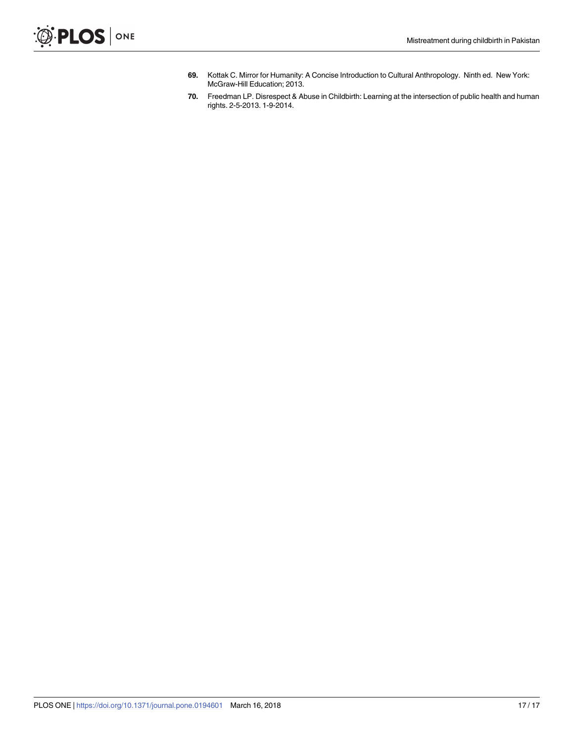69. Kottak C. Mirror for Humanity: A Concise Introduction to Cultural Anthropology. Ninth ed. New York: McGraw-Hill Education; 2013.

70. Freedman LP. Disrespect & Abuse in Childbirth: Learning at the intersection of public health and human rights. 2-5-2013. 1-9-2014.